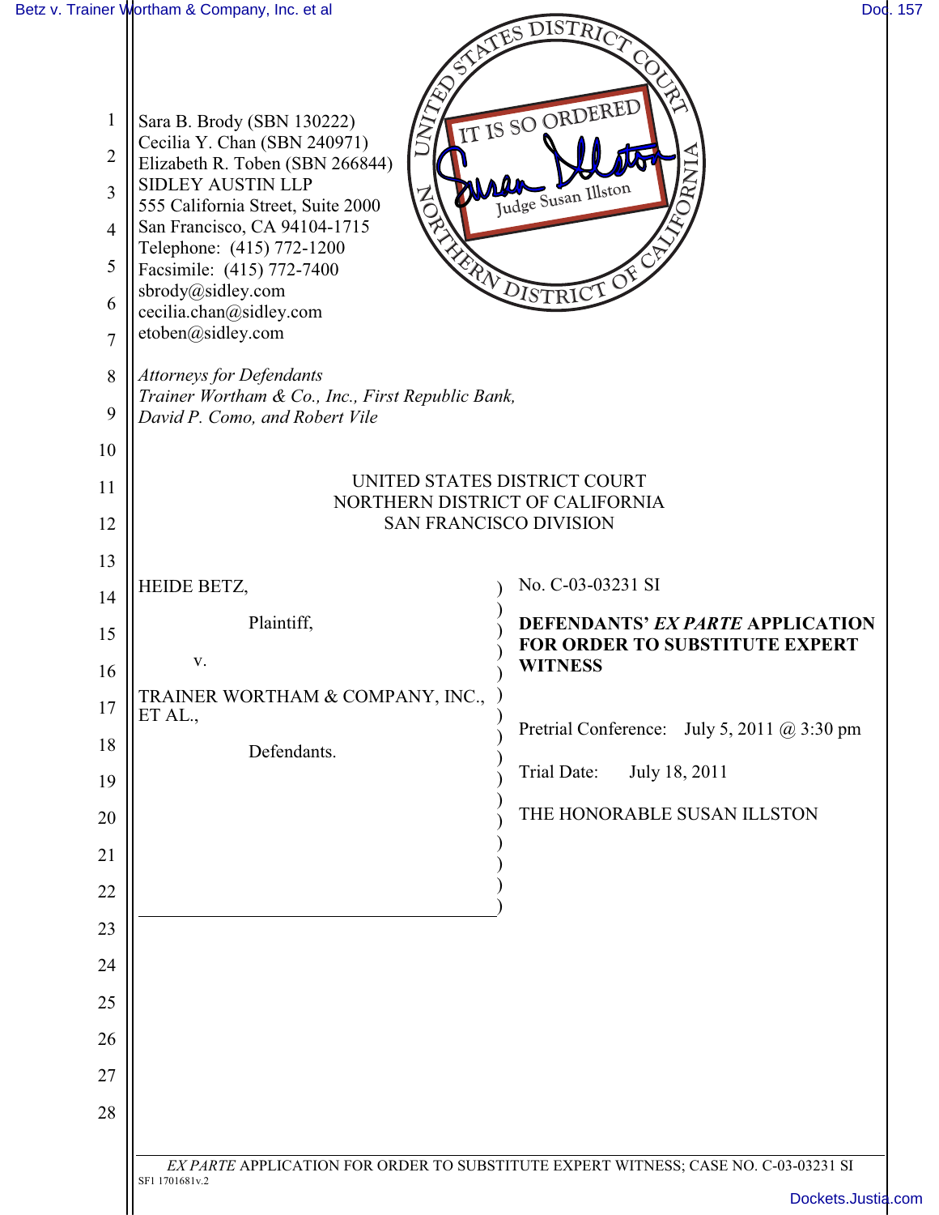Sara B. Brody (SBN 130222)
Cecilia Y. Chan (SBN 240971)
Elizabeth R. Toben (SBN 266844)
SIDLEY AUSTIN LLP
555 California Street, Suite 2000
San Francisco, CA 94104-1715
Telephone: (415) 772-1200
Facsimile: (415) 772-7400
sbrody@sidley.com
cecilia.chan@sidley.com
etoben@sidley.com

*Attorneys for Defendants*
*Trainer Wortham & Co., Inc., First Republic Bank,*
*David P. Como, and Robert Vile*

IT IS SO ORDERED
Judge Susan Illston

UNITED STATES DISTRICT COURT
NORTHERN DISTRICT OF CALIFORNIA
SAN FRANCISCO DIVISION

HEIDE BETZ,

Plaintiff,

v.

TRAINER WORTHAM & COMPANY, INC., ET AL.,

Defendants.

No. C-03-03231 SI

**DEFENDANTS' *EX PARTE* APPLICATION FOR ORDER TO SUBSTITUTE EXPERT WITNESS**

Pretrial Conference: July 5, 2011 @ 3:30 pm

Trial Date: July 18, 2011

THE HONORABLE SUSAN ILLSTON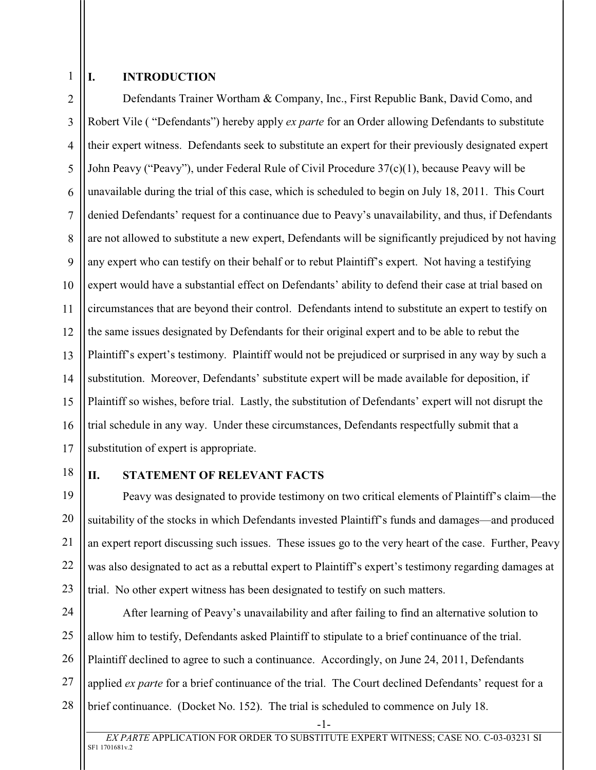## I. INTRODUCTION

Defendants Trainer Wortham & Company, Inc., First Republic Bank, David Como, and Robert Vile ( "Defendants") hereby apply *ex parte* for an Order allowing Defendants to substitute their expert witness. Defendants seek to substitute an expert for their previously designated expert John Peavy ("Peavy"), under Federal Rule of Civil Procedure 37(c)(1), because Peavy will be unavailable during the trial of this case, which is scheduled to begin on July 18, 2011. This Court denied Defendants' request for a continuance due to Peavy's unavailability, and thus, if Defendants are not allowed to substitute a new expert, Defendants will be significantly prejudiced by not having any expert who can testify on their behalf or to rebut Plaintiff's expert. Not having a testifying expert would have a substantial effect on Defendants' ability to defend their case at trial based on circumstances that are beyond their control. Defendants intend to substitute an expert to testify on the same issues designated by Defendants for their original expert and to be able to rebut the Plaintiff's expert's testimony. Plaintiff would not be prejudiced or surprised in any way by such a substitution. Moreover, Defendants' substitute expert will be made available for deposition, if Plaintiff so wishes, before trial. Lastly, the substitution of Defendants' expert will not disrupt the trial schedule in any way. Under these circumstances, Defendants respectfully submit that a substitution of expert is appropriate.

## II. STATEMENT OF RELEVANT FACTS

Peavy was designated to provide testimony on two critical elements of Plaintiff's claim—the suitability of the stocks in which Defendants invested Plaintiff's funds and damages—and produced an expert report discussing such issues. These issues go to the very heart of the case. Further, Peavy was also designated to act as a rebuttal expert to Plaintiff's expert's testimony regarding damages at trial. No other expert witness has been designated to testify on such matters.

After learning of Peavy's unavailability and after failing to find an alternative solution to allow him to testify, Defendants asked Plaintiff to stipulate to a brief continuance of the trial. Plaintiff declined to agree to such a continuance. Accordingly, on June 24, 2011, Defendants applied *ex parte* for a brief continuance of the trial. The Court declined Defendants' request for a brief continuance. (Docket No. 152). The trial is scheduled to commence on July 18.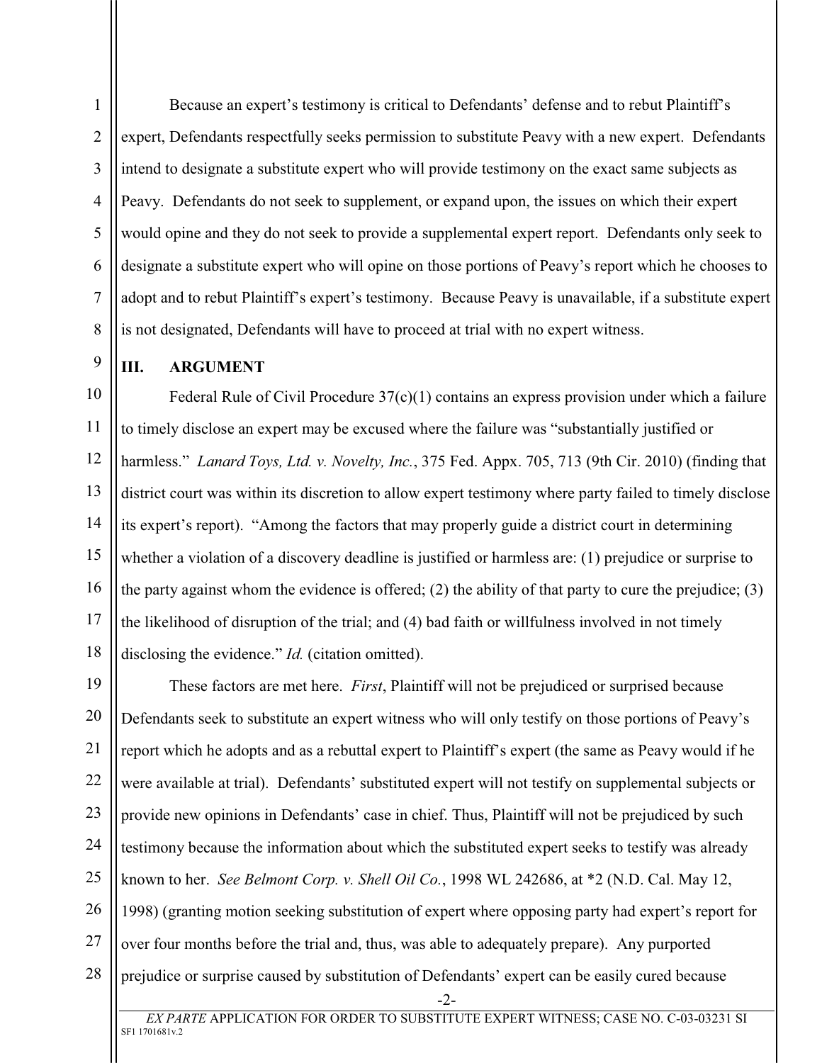Because an expert's testimony is critical to Defendants' defense and to rebut Plaintiff's expert, Defendants respectfully seeks permission to substitute Peavy with a new expert. Defendants intend to designate a substitute expert who will provide testimony on the exact same subjects as Peavy. Defendants do not seek to supplement, or expand upon, the issues on which their expert would opine and they do not seek to provide a supplemental expert report. Defendants only seek to designate a substitute expert who will opine on those portions of Peavy's report which he chooses to adopt and to rebut Plaintiff's expert's testimony. Because Peavy is unavailable, if a substitute expert is not designated, Defendants will have to proceed at trial with no expert witness.

## III. ARGUMENT

Federal Rule of Civil Procedure 37(c)(1) contains an express provision under which a failure to timely disclose an expert may be excused where the failure was "substantially justified or harmless." *Lanard Toys, Ltd. v. Novelty, Inc.*, 375 Fed. Appx. 705, 713 (9th Cir. 2010) (finding that district court was within its discretion to allow expert testimony where party failed to timely disclose its expert's report). "Among the factors that may properly guide a district court in determining whether a violation of a discovery deadline is justified or harmless are: (1) prejudice or surprise to the party against whom the evidence is offered; (2) the ability of that party to cure the prejudice; (3) the likelihood of disruption of the trial; and (4) bad faith or willfulness involved in not timely disclosing the evidence." *Id.* (citation omitted).

These factors are met here. *First*, Plaintiff will not be prejudiced or surprised because Defendants seek to substitute an expert witness who will only testify on those portions of Peavy's report which he adopts and as a rebuttal expert to Plaintiff's expert (the same as Peavy would if he were available at trial). Defendants' substituted expert will not testify on supplemental subjects or provide new opinions in Defendants' case in chief. Thus, Plaintiff will not be prejudiced by such testimony because the information about which the substituted expert seeks to testify was already known to her. *See Belmont Corp. v. Shell Oil Co.*, 1998 WL 242686, at *2 (N.D. Cal. May 12, 1998) (granting motion seeking substitution of expert where opposing party had expert's report for over four months before the trial and, thus, was able to adequately prepare). Any purported prejudice or surprise caused by substitution of Defendants' expert can be easily cured because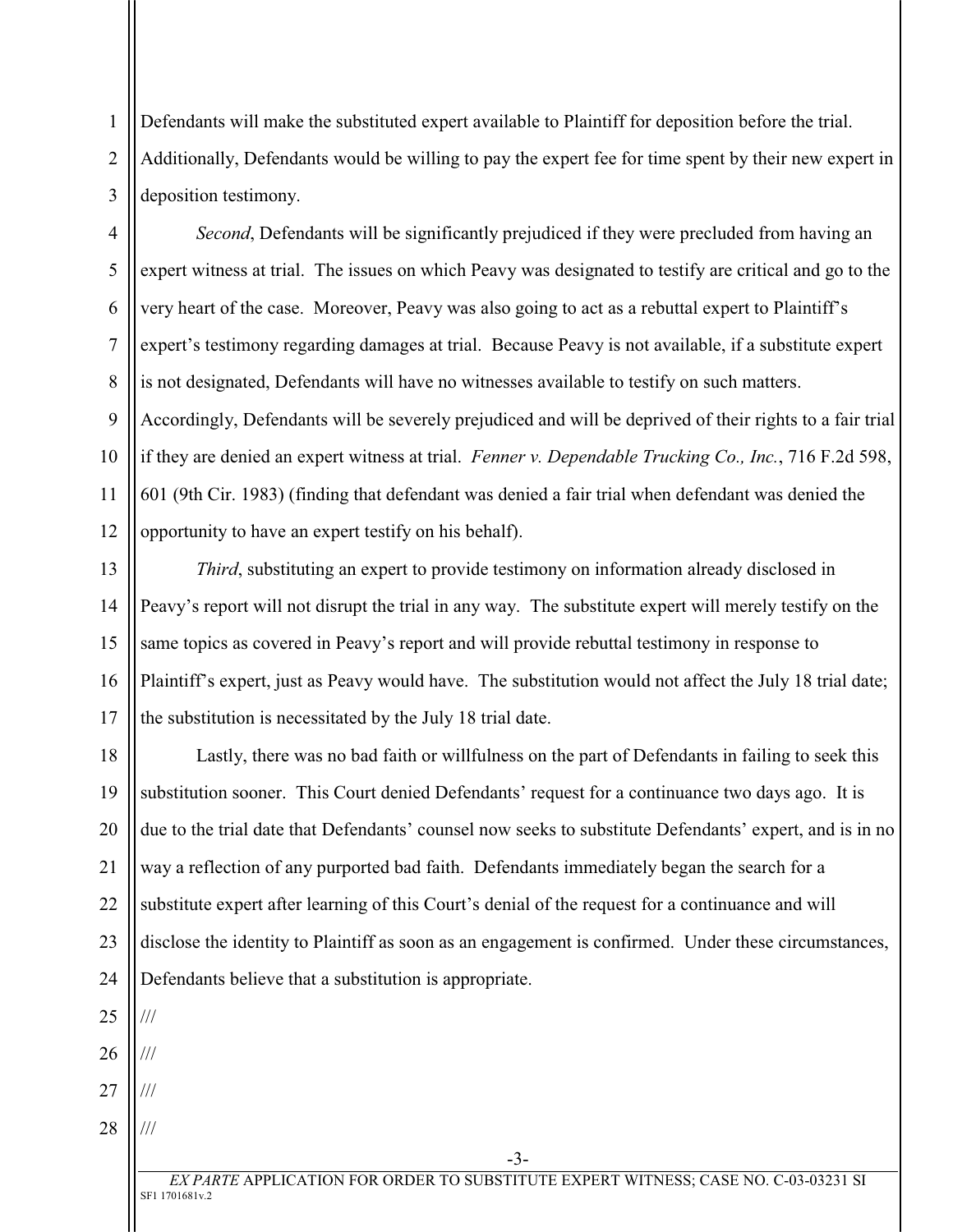Defendants will make the substituted expert available to Plaintiff for deposition before the trial. Additionally, Defendants would be willing to pay the expert fee for time spent by their new expert in deposition testimony.

*Second*, Defendants will be significantly prejudiced if they were precluded from having an expert witness at trial. The issues on which Peavy was designated to testify are critical and go to the very heart of the case. Moreover, Peavy was also going to act as a rebuttal expert to Plaintiff's expert's testimony regarding damages at trial. Because Peavy is not available, if a substitute expert is not designated, Defendants will have no witnesses available to testify on such matters. Accordingly, Defendants will be severely prejudiced and will be deprived of their rights to a fair trial if they are denied an expert witness at trial. *Fenner v. Dependable Trucking Co., Inc.*, 716 F.2d 598, 601 (9th Cir. 1983) (finding that defendant was denied a fair trial when defendant was denied the opportunity to have an expert testify on his behalf).

*Third*, substituting an expert to provide testimony on information already disclosed in Peavy's report will not disrupt the trial in any way. The substitute expert will merely testify on the same topics as covered in Peavy's report and will provide rebuttal testimony in response to Plaintiff's expert, just as Peavy would have. The substitution would not affect the July 18 trial date; the substitution is necessitated by the July 18 trial date.

Lastly, there was no bad faith or willfulness on the part of Defendants in failing to seek this substitution sooner. This Court denied Defendants' request for a continuance two days ago. It is due to the trial date that Defendants' counsel now seeks to substitute Defendants' expert, and is in no way a reflection of any purported bad faith. Defendants immediately began the search for a substitute expert after learning of this Court's denial of the request for a continuance and will disclose the identity to Plaintiff as soon as an engagement is confirmed. Under these circumstances, Defendants believe that a substitution is appropriate.

///

///

///

///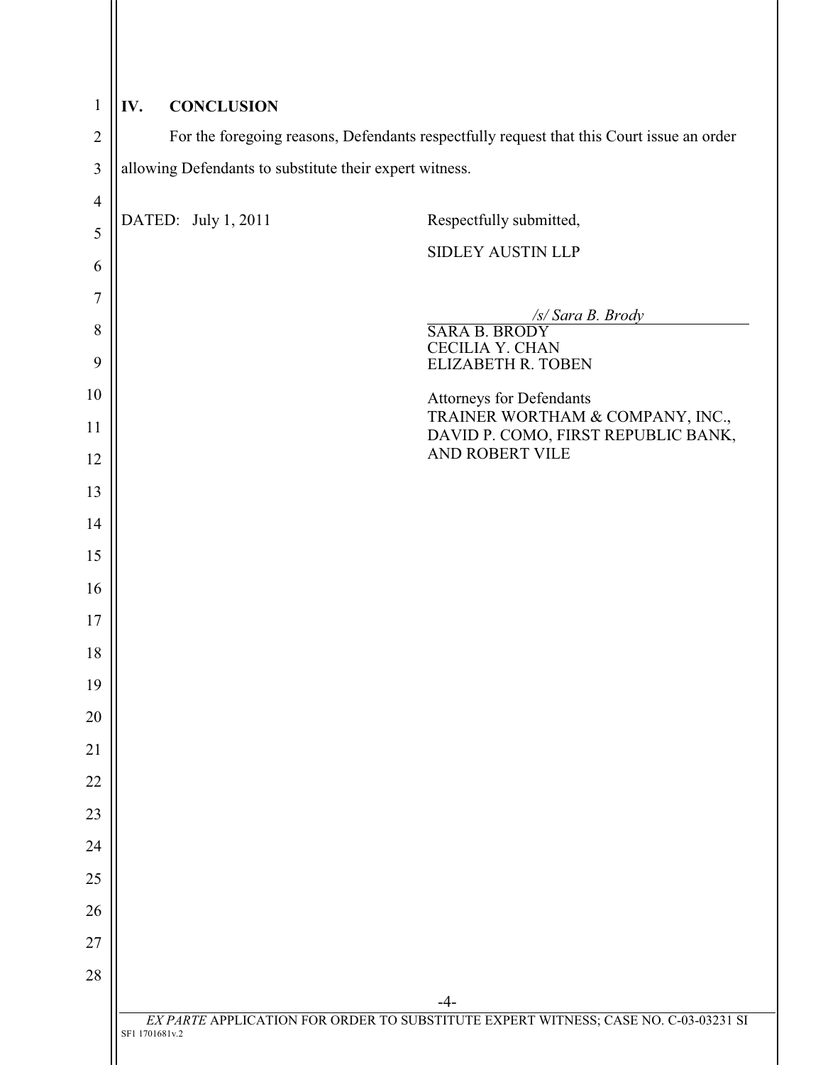## IV. CONCLUSION

For the foregoing reasons, Defendants respectfully request that this Court issue an order allowing Defendants to substitute their expert witness.

DATED: July 1, 2011

Respectfully submitted,

SIDLEY AUSTIN LLP

*/s/ Sara B. Brody*

SARA B. BRODY
CECILIA Y. CHAN
ELIZABETH R. TOBEN

Attorneys for Defendants
TRAINER WORTHAM & COMPANY, INC.,
DAVID P. COMO, FIRST REPUBLIC BANK,
AND ROBERT VILE